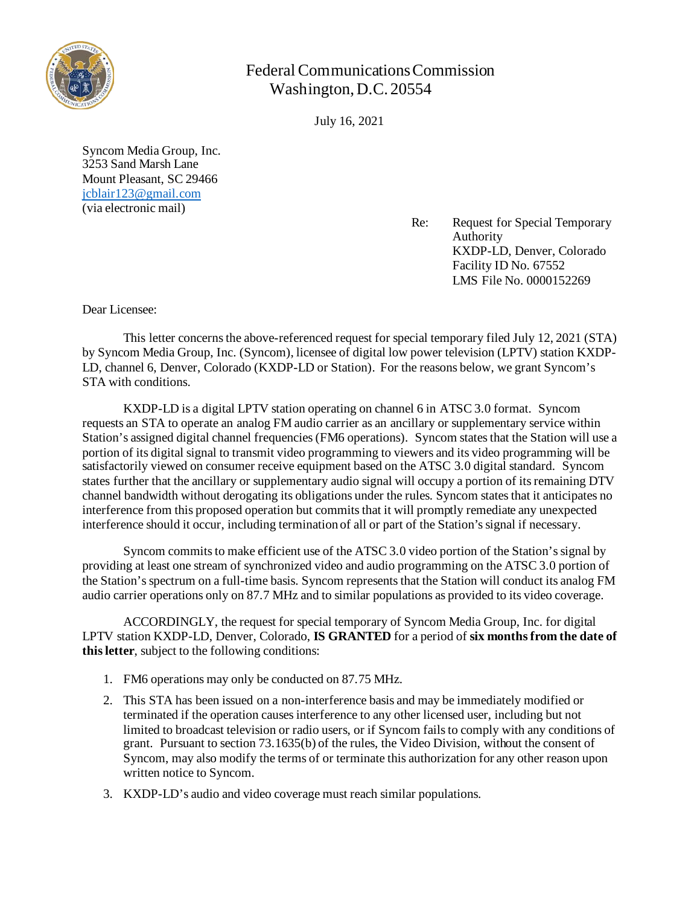Federal Communications Commission
Washington, D.C. 20554

July 16, 2021

Syncom Media Group, Inc.
3253 Sand Marsh Lane
Mount Pleasant, SC 29466
jcblair123@gmail.com
(via electronic mail)

Re: Request for Special Temporary Authority
KXDP-LD, Denver, Colorado
Facility ID No. 67552
LMS File No. 0000152269

Dear Licensee:

This letter concerns the above-referenced request for special temporary filed July 12, 2021 (STA) by Syncom Media Group, Inc. (Syncom), licensee of digital low power television (LPTV) station KXDP-LD, channel 6, Denver, Colorado (KXDP-LD or Station). For the reasons below, we grant Syncom's STA with conditions.

KXDP-LD is a digital LPTV station operating on channel 6 in ATSC 3.0 format. Syncom requests an STA to operate an analog FM audio carrier as an ancillary or supplementary service within Station's assigned digital channel frequencies (FM6 operations). Syncom states that the Station will use a portion of its digital signal to transmit video programming to viewers and its video programming will be satisfactorily viewed on consumer receive equipment based on the ATSC 3.0 digital standard. Syncom states further that the ancillary or supplementary audio signal will occupy a portion of its remaining DTV channel bandwidth without derogating its obligations under the rules. Syncom states that it anticipates no interference from this proposed operation but commits that it will promptly remediate any unexpected interference should it occur, including termination of all or part of the Station's signal if necessary.

Syncom commits to make efficient use of the ATSC 3.0 video portion of the Station's signal by providing at least one stream of synchronized video and audio programming on the ATSC 3.0 portion of the Station's spectrum on a full-time basis. Syncom represents that the Station will conduct its analog FM audio carrier operations only on 87.7 MHz and to similar populations as provided to its video coverage.

ACCORDINGLY, the request for special temporary of Syncom Media Group, Inc. for digital LPTV station KXDP-LD, Denver, Colorado, **IS GRANTED** for a period of **six months from the date of this letter**, subject to the following conditions:

1. FM6 operations may only be conducted on 87.75 MHz.
2. This STA has been issued on a non-interference basis and may be immediately modified or terminated if the operation causes interference to any other licensed user, including but not limited to broadcast television or radio users, or if Syncom fails to comply with any conditions of grant. Pursuant to section 73.1635(b) of the rules, the Video Division, without the consent of Syncom, may also modify the terms of or terminate this authorization for any other reason upon written notice to Syncom.
3. KXDP-LD's audio and video coverage must reach similar populations.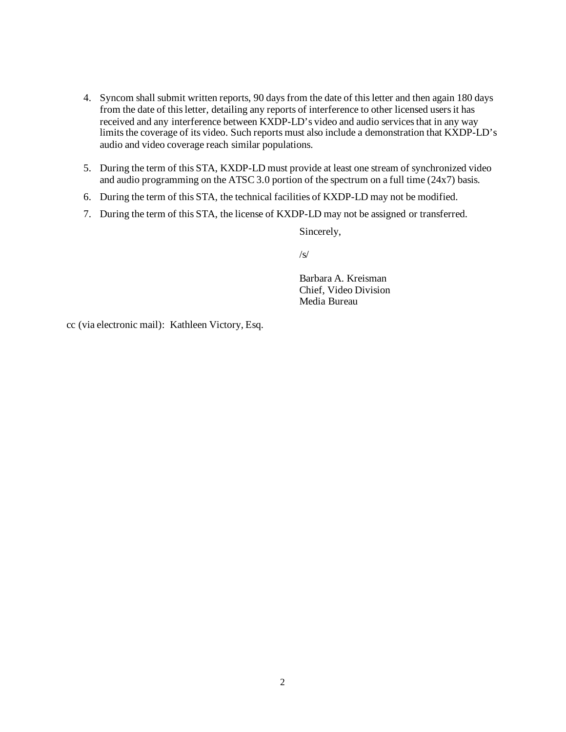4. Syncom shall submit written reports, 90 days from the date of this letter and then again 180 days from the date of this letter, detailing any reports of interference to other licensed users it has received and any interference between KXDP-LD's video and audio services that in any way limits the coverage of its video. Such reports must also include a demonstration that KXDP-LD's audio and video coverage reach similar populations.

5. During the term of this STA, KXDP-LD must provide at least one stream of synchronized video and audio programming on the ATSC 3.0 portion of the spectrum on a full time (24x7) basis.

6. During the term of this STA, the technical facilities of KXDP-LD may not be modified.

7. During the term of this STA, the license of KXDP-LD may not be assigned or transferred.

Sincerely,

/s/

Barbara A. Kreisman
Chief, Video Division
Media Bureau

cc (via electronic mail): Kathleen Victory, Esq.